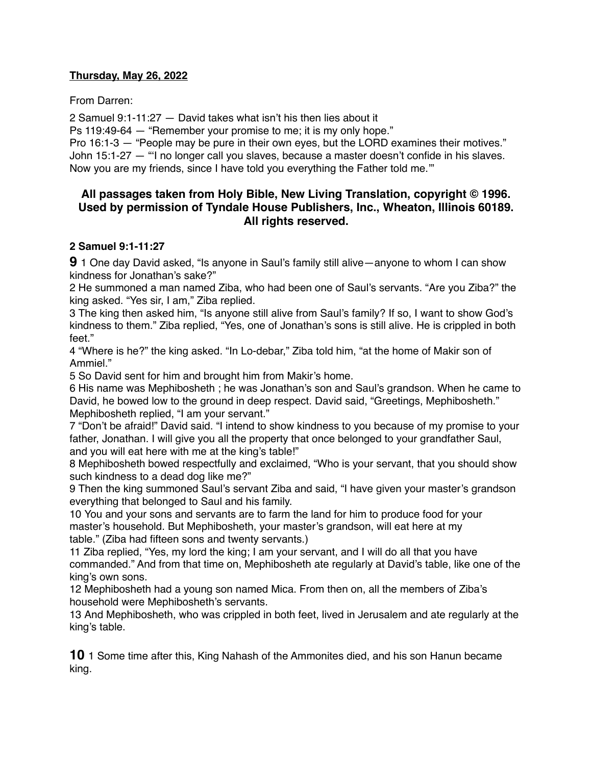**Thursday, May 26, 2022**

From Darren:

2 Samuel 9:1-11:27 — David takes what isn't his then lies about it
Ps 119:49-64 — "Remember your promise to me; it is my only hope."
Pro 16:1-3 — "People may be pure in their own eyes, but the LORD examines their motives."
John 15:1-27 — "'I no longer call you slaves, because a master doesn't confide in his slaves. Now you are my friends, since I have told you everything the Father told me.'"

**All passages taken from Holy Bible, New Living Translation, copyright © 1996. Used by permission of Tyndale House Publishers, Inc., Wheaton, Illinois 60189. All rights reserved.**

**2 Samuel 9:1-11:27**

**9** 1 One day David asked, "Is anyone in Saul's family still alive—anyone to whom I can show kindness for Jonathan's sake?"
2 He summoned a man named Ziba, who had been one of Saul's servants. "Are you Ziba?" the king asked. "Yes sir, I am," Ziba replied.
3 The king then asked him, "Is anyone still alive from Saul's family? If so, I want to show God's kindness to them." Ziba replied, "Yes, one of Jonathan's sons is still alive. He is crippled in both feet."
4 "Where is he?" the king asked. "In Lo-debar," Ziba told him, "at the home of Makir son of Ammiel."
5 So David sent for him and brought him from Makir's home.
6 His name was Mephibosheth ; he was Jonathan's son and Saul's grandson. When he came to David, he bowed low to the ground in deep respect. David said, "Greetings, Mephibosheth." Mephibosheth replied, "I am your servant."
7 "Don't be afraid!" David said. "I intend to show kindness to you because of my promise to your father, Jonathan. I will give you all the property that once belonged to your grandfather Saul, and you will eat here with me at the king's table!"
8 Mephibosheth bowed respectfully and exclaimed, "Who is your servant, that you should show such kindness to a dead dog like me?"
9 Then the king summoned Saul's servant Ziba and said, "I have given your master's grandson everything that belonged to Saul and his family.
10 You and your sons and servants are to farm the land for him to produce food for your master's household. But Mephibosheth, your master's grandson, will eat here at my table." (Ziba had fifteen sons and twenty servants.)
11 Ziba replied, "Yes, my lord the king; I am your servant, and I will do all that you have commanded." And from that time on, Mephibosheth ate regularly at David's table, like one of the king's own sons.
12 Mephibosheth had a young son named Mica. From then on, all the members of Ziba's household were Mephibosheth's servants.
13 And Mephibosheth, who was crippled in both feet, lived in Jerusalem and ate regularly at the king's table.

**10** 1 Some time after this, King Nahash of the Ammonites died, and his son Hanun became king.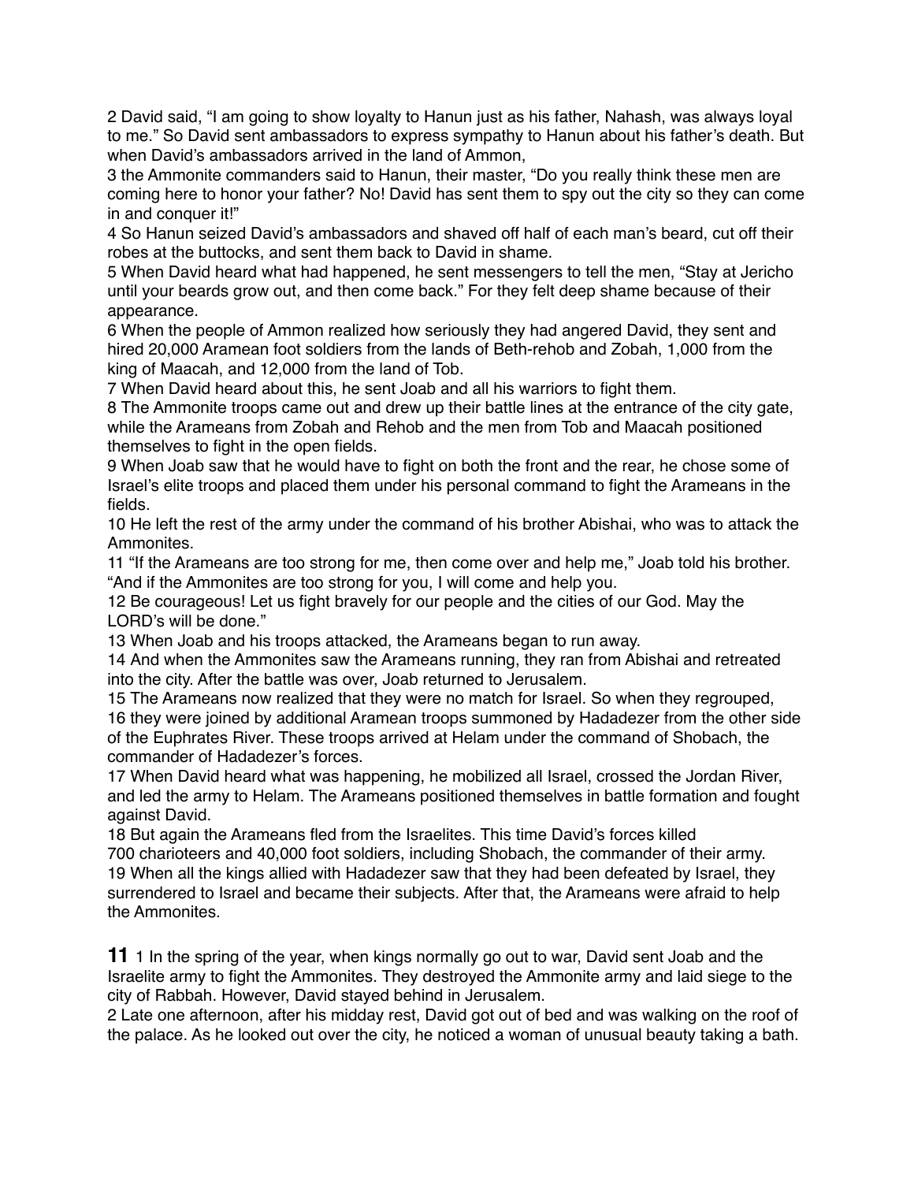2 David said, “I am going to show loyalty to Hanun just as his father, Nahash, was always loyal to me.” So David sent ambassadors to express sympathy to Hanun about his father’s death. But when David’s ambassadors arrived in the land of Ammon,

3 the Ammonite commanders said to Hanun, their master, “Do you really think these men are coming here to honor your father? No! David has sent them to spy out the city so they can come in and conquer it!”

4 So Hanun seized David’s ambassadors and shaved off half of each man’s beard, cut off their robes at the buttocks, and sent them back to David in shame.

5 When David heard what had happened, he sent messengers to tell the men, “Stay at Jericho until your beards grow out, and then come back.” For they felt deep shame because of their appearance.

6 When the people of Ammon realized how seriously they had angered David, they sent and hired 20,000 Aramean foot soldiers from the lands of Beth-rehob and Zobah, 1,000 from the king of Maacah, and 12,000 from the land of Tob.

7 When David heard about this, he sent Joab and all his warriors to fight them.

8 The Ammonite troops came out and drew up their battle lines at the entrance of the city gate, while the Arameans from Zobah and Rehob and the men from Tob and Maacah positioned themselves to fight in the open fields.

9 When Joab saw that he would have to fight on both the front and the rear, he chose some of Israel’s elite troops and placed them under his personal command to fight the Arameans in the fields.

10 He left the rest of the army under the command of his brother Abishai, who was to attack the Ammonites.

11 “If the Arameans are too strong for me, then come over and help me,” Joab told his brother. “And if the Ammonites are too strong for you, I will come and help you.

12 Be courageous! Let us fight bravely for our people and the cities of our God. May the LORD’s will be done.”

13 When Joab and his troops attacked, the Arameans began to run away.

14 And when the Ammonites saw the Arameans running, they ran from Abishai and retreated into the city. After the battle was over, Joab returned to Jerusalem.

15 The Arameans now realized that they were no match for Israel. So when they regrouped,

16 they were joined by additional Aramean troops summoned by Hadadezer from the other side of the Euphrates River. These troops arrived at Helam under the command of Shobach, the commander of Hadadezer’s forces.

17 When David heard what was happening, he mobilized all Israel, crossed the Jordan River, and led the army to Helam. The Arameans positioned themselves in battle formation and fought against David.

18 But again the Arameans fled from the Israelites. This time David’s forces killed 700 charioteers and 40,000 foot soldiers, including Shobach, the commander of their army.

19 When all the kings allied with Hadadezer saw that they had been defeated by Israel, they surrendered to Israel and became their subjects. After that, the Arameans were afraid to help the Ammonites.

**11** 1 In the spring of the year, when kings normally go out to war, David sent Joab and the Israelite army to fight the Ammonites. They destroyed the Ammonite army and laid siege to the city of Rabbah. However, David stayed behind in Jerusalem.

2 Late one afternoon, after his midday rest, David got out of bed and was walking on the roof of the palace. As he looked out over the city, he noticed a woman of unusual beauty taking a bath.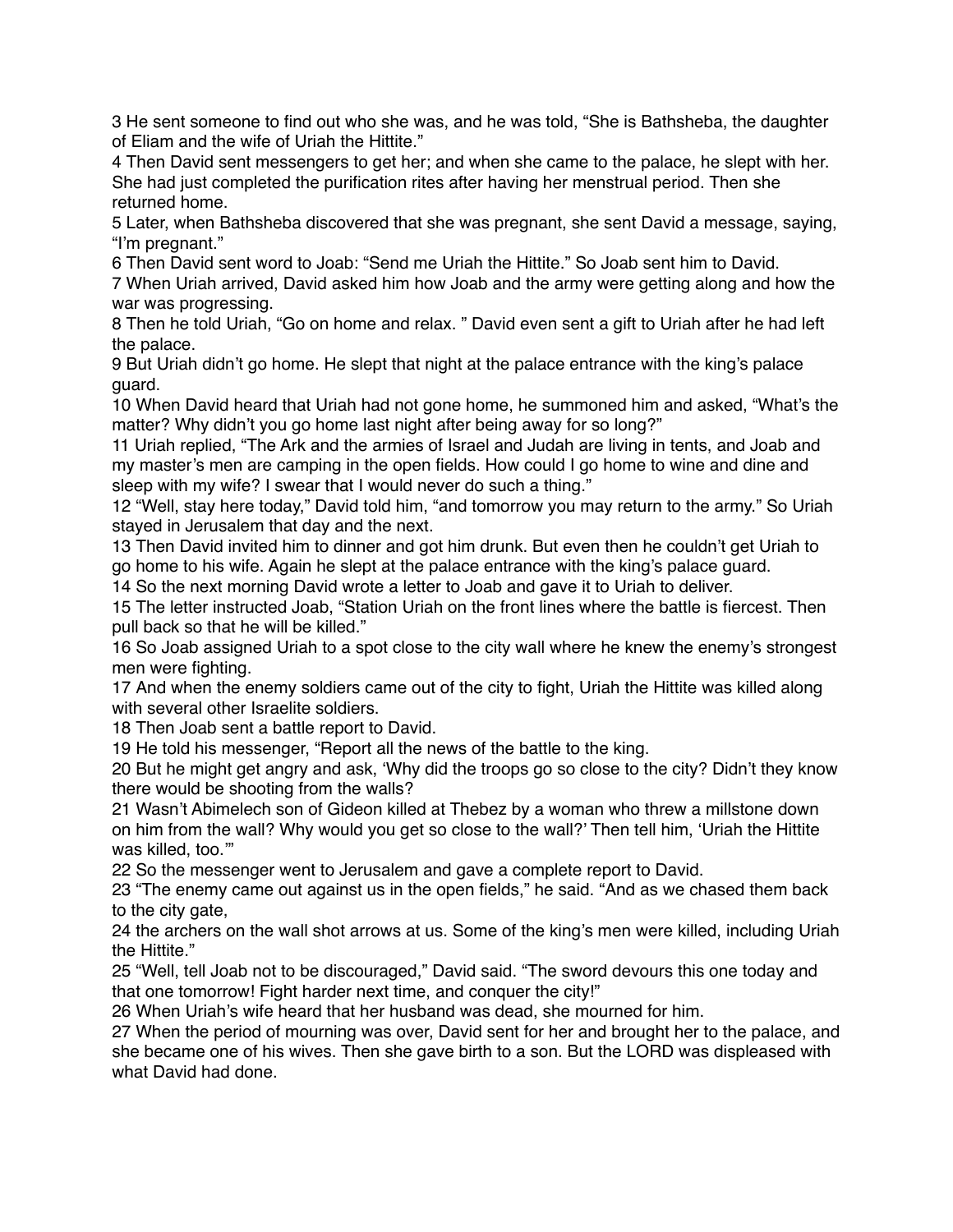3 He sent someone to find out who she was, and he was told, "She is Bathsheba, the daughter of Eliam and the wife of Uriah the Hittite."
4 Then David sent messengers to get her; and when she came to the palace, he slept with her. She had just completed the purification rites after having her menstrual period. Then she returned home.
5 Later, when Bathsheba discovered that she was pregnant, she sent David a message, saying, "I'm pregnant."
6 Then David sent word to Joab: "Send me Uriah the Hittite." So Joab sent him to David.
7 When Uriah arrived, David asked him how Joab and the army were getting along and how the war was progressing.
8 Then he told Uriah, "Go on home and relax. " David even sent a gift to Uriah after he had left the palace.
9 But Uriah didn't go home. He slept that night at the palace entrance with the king's palace guard.
10 When David heard that Uriah had not gone home, he summoned him and asked, "What's the matter? Why didn't you go home last night after being away for so long?"
11 Uriah replied, "The Ark and the armies of Israel and Judah are living in tents, and Joab and my master's men are camping in the open fields. How could I go home to wine and dine and sleep with my wife? I swear that I would never do such a thing."
12 "Well, stay here today," David told him, "and tomorrow you may return to the army." So Uriah stayed in Jerusalem that day and the next.
13 Then David invited him to dinner and got him drunk. But even then he couldn't get Uriah to go home to his wife. Again he slept at the palace entrance with the king's palace guard.
14 So the next morning David wrote a letter to Joab and gave it to Uriah to deliver.
15 The letter instructed Joab, "Station Uriah on the front lines where the battle is fiercest. Then pull back so that he will be killed."
16 So Joab assigned Uriah to a spot close to the city wall where he knew the enemy's strongest men were fighting.
17 And when the enemy soldiers came out of the city to fight, Uriah the Hittite was killed along with several other Israelite soldiers.
18 Then Joab sent a battle report to David.
19 He told his messenger, "Report all the news of the battle to the king.
20 But he might get angry and ask, 'Why did the troops go so close to the city? Didn't they know there would be shooting from the walls?
21 Wasn't Abimelech son of Gideon killed at Thebez by a woman who threw a millstone down on him from the wall? Why would you get so close to the wall?' Then tell him, 'Uriah the Hittite was killed, too.'"
22 So the messenger went to Jerusalem and gave a complete report to David.
23 "The enemy came out against us in the open fields," he said. "And as we chased them back to the city gate,
24 the archers on the wall shot arrows at us. Some of the king's men were killed, including Uriah the Hittite."
25 "Well, tell Joab not to be discouraged," David said. "The sword devours this one today and that one tomorrow! Fight harder next time, and conquer the city!"
26 When Uriah's wife heard that her husband was dead, she mourned for him.
27 When the period of mourning was over, David sent for her and brought her to the palace, and she became one of his wives. Then she gave birth to a son. But the LORD was displeased with what David had done.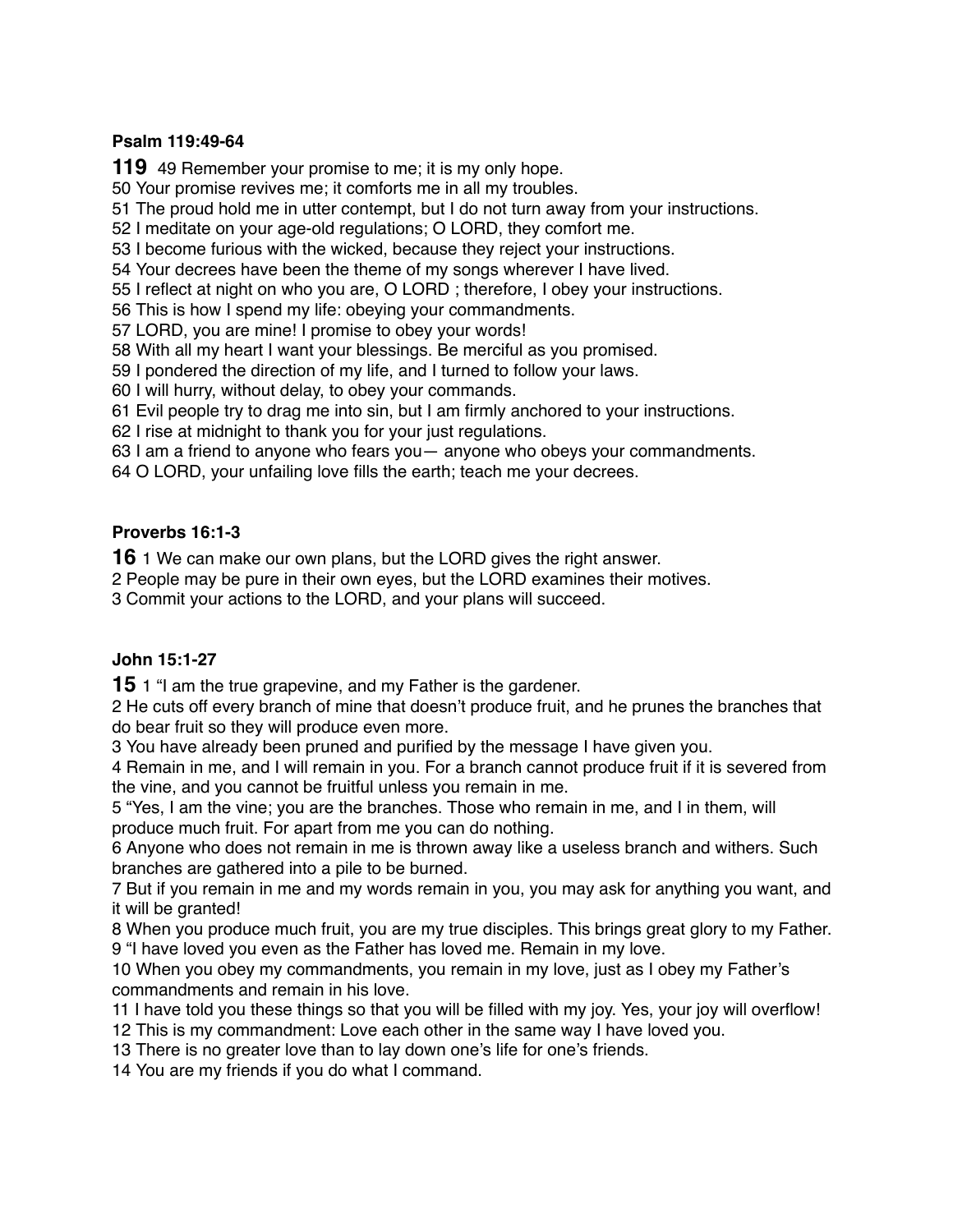**Psalm 119:49-64**

**119** 49 Remember your promise to me; it is my only hope.
50 Your promise revives me; it comforts me in all my troubles.
51 The proud hold me in utter contempt, but I do not turn away from your instructions.
52 I meditate on your age-old regulations; O LORD, they comfort me.
53 I become furious with the wicked, because they reject your instructions.
54 Your decrees have been the theme of my songs wherever I have lived.
55 I reflect at night on who you are, O LORD ; therefore, I obey your instructions.
56 This is how I spend my life: obeying your commandments.
57 LORD, you are mine! I promise to obey your words!
58 With all my heart I want your blessings. Be merciful as you promised.
59 I pondered the direction of my life, and I turned to follow your laws.
60 I will hurry, without delay, to obey your commands.
61 Evil people try to drag me into sin, but I am firmly anchored to your instructions.
62 I rise at midnight to thank you for your just regulations.
63 I am a friend to anyone who fears you— anyone who obeys your commandments.
64 O LORD, your unfailing love fills the earth; teach me your decrees.

**Proverbs 16:1-3**

**16** 1 We can make our own plans, but the LORD gives the right answer.
2 People may be pure in their own eyes, but the LORD examines their motives.
3 Commit your actions to the LORD, and your plans will succeed.

**John 15:1-27**

**15** 1 "I am the true grapevine, and my Father is the gardener.
2 He cuts off every branch of mine that doesn't produce fruit, and he prunes the branches that do bear fruit so they will produce even more.
3 You have already been pruned and purified by the message I have given you.
4 Remain in me, and I will remain in you. For a branch cannot produce fruit if it is severed from the vine, and you cannot be fruitful unless you remain in me.
5 "Yes, I am the vine; you are the branches. Those who remain in me, and I in them, will produce much fruit. For apart from me you can do nothing.
6 Anyone who does not remain in me is thrown away like a useless branch and withers. Such branches are gathered into a pile to be burned.
7 But if you remain in me and my words remain in you, you may ask for anything you want, and it will be granted!
8 When you produce much fruit, you are my true disciples. This brings great glory to my Father.
9 "I have loved you even as the Father has loved me. Remain in my love.
10 When you obey my commandments, you remain in my love, just as I obey my Father's commandments and remain in his love.
11 I have told you these things so that you will be filled with my joy. Yes, your joy will overflow!
12 This is my commandment: Love each other in the same way I have loved you.
13 There is no greater love than to lay down one's life for one's friends.
14 You are my friends if you do what I command.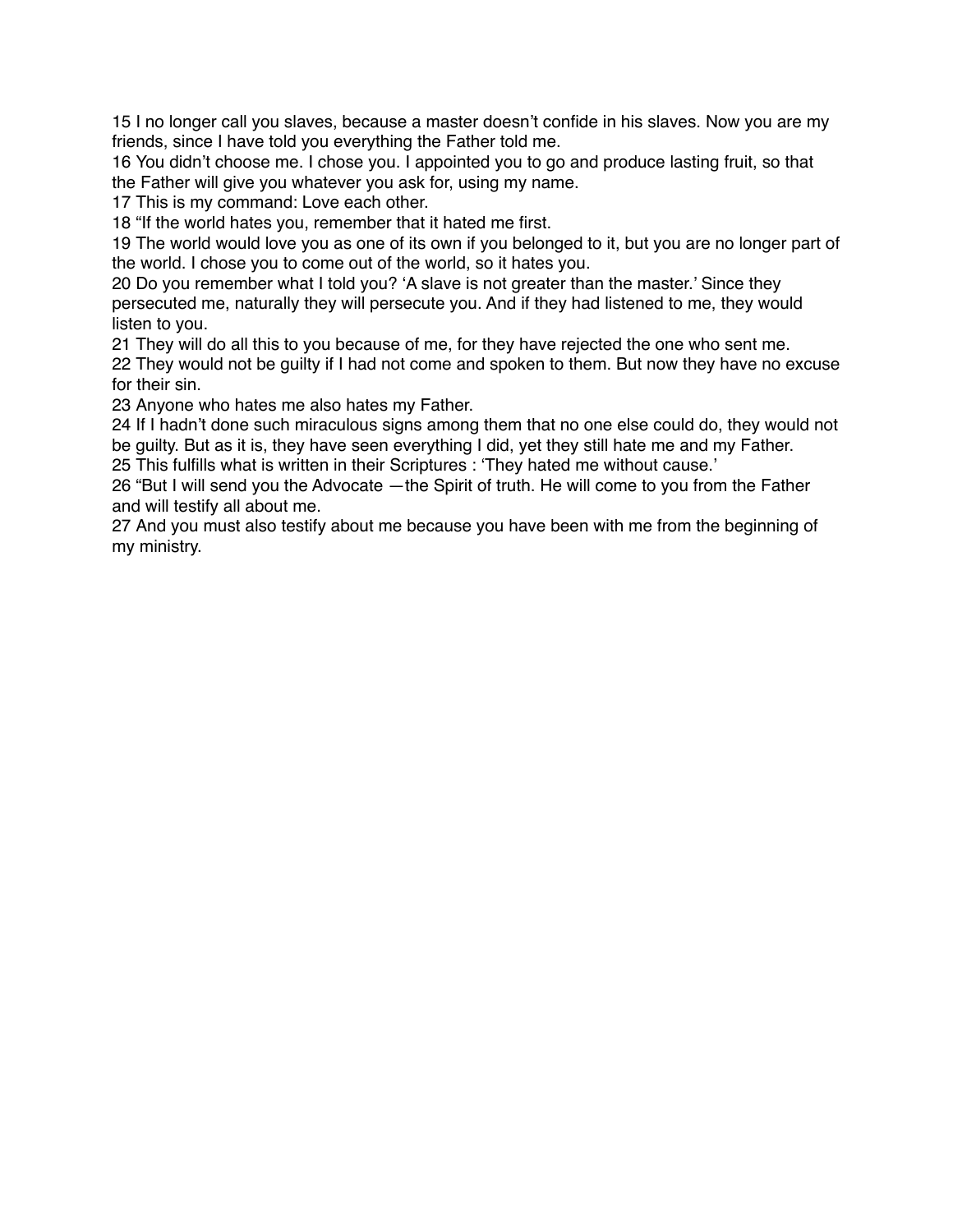15 I no longer call you slaves, because a master doesn't confide in his slaves. Now you are my friends, since I have told you everything the Father told me.
16 You didn't choose me. I chose you. I appointed you to go and produce lasting fruit, so that the Father will give you whatever you ask for, using my name.
17 This is my command: Love each other.
18 "If the world hates you, remember that it hated me first.
19 The world would love you as one of its own if you belonged to it, but you are no longer part of the world. I chose you to come out of the world, so it hates you.
20 Do you remember what I told you? 'A slave is not greater than the master.' Since they persecuted me, naturally they will persecute you. And if they had listened to me, they would listen to you.
21 They will do all this to you because of me, for they have rejected the one who sent me.
22 They would not be guilty if I had not come and spoken to them. But now they have no excuse for their sin.
23 Anyone who hates me also hates my Father.
24 If I hadn't done such miraculous signs among them that no one else could do, they would not be guilty. But as it is, they have seen everything I did, yet they still hate me and my Father.
25 This fulfills what is written in their Scriptures : 'They hated me without cause.'
26 "But I will send you the Advocate —the Spirit of truth. He will come to you from the Father and will testify all about me.
27 And you must also testify about me because you have been with me from the beginning of my ministry.